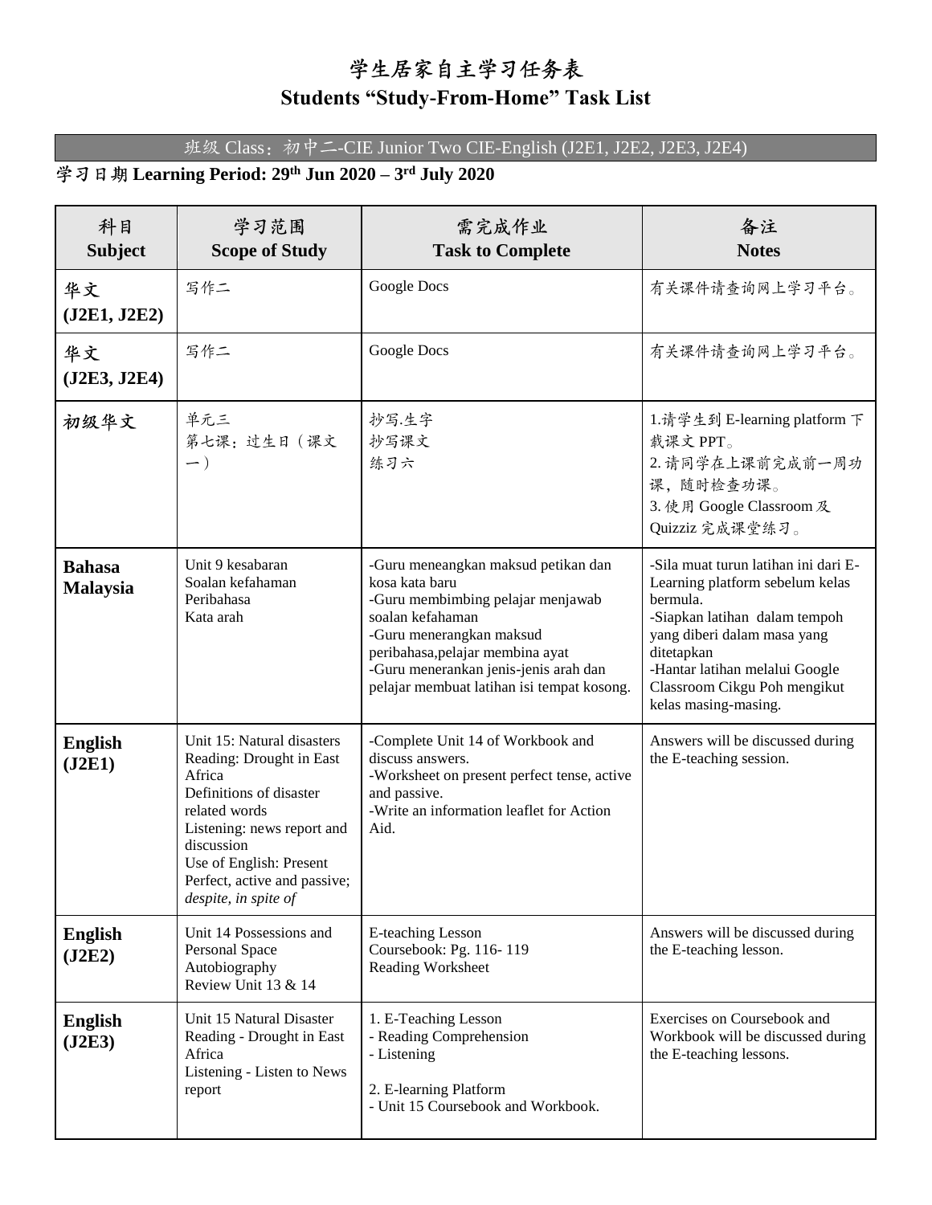# 学生居家自主学习任务表

# Students "Study-From-Home" Task List

班级 Class：初中二-CIE Junior Two CIE-English (J2E1, J2E2, J2E3, J2E4)

**学习日期 Learning Period: 29th Jun 2020 – 3rd July 2020**

| 科目 Subject | 学习范围 Scope of Study | 需完成作业 Task to Complete | 备注 Notes |
|---|---|---|---|
| **华文 (J2E1, J2E2)** | 写作二 | Google Docs | 有关课件请查询网上学习平台。 |
| **华文 (J2E3, J2E4)** | 写作二 | Google Docs | 有关课件请查询网上学习平台。 |
| **初级华文** | 单元三<br>第七课：过生日（课文一） | 抄写.生字<br>抄写课文<br>练习六 | 1.请学生到 E-learning platform 下载课文 PPT。<br>2. 请同学在上课前完成前一周功课，随时检查功课。<br>3. 使用 Google Classroom 及 Quizziz 完成课堂练习。 |
| **Bahasa Malaysia** | Unit 9 kesabaran<br>Soalan kefahaman<br>Peribahasa<br>Kata arah | -Guru meneangkan maksud petikan dan kosa kata baru<br>-Guru membimbing pelajar menjawab soalan kefahaman<br>-Guru menerangkan maksud peribahasa,pelajar membina ayat<br>-Guru menerankan jenis-jenis arah dan pelajar membuat latihan isi tempat kosong. | -Sila muat turun latihan ini dari E-Learning platform sebelum kelas bermula.<br>-Siapkan latihan dalam tempoh yang diberi dalam masa yang ditetapkan<br>-Hantar latihan melalui Google Classroom Cikgu Poh mengikut kelas masing-masing. |
| **English (J2E1)** | Unit 15: Natural disasters<br>Reading: Drought in East Africa<br>Definitions of disaster related words<br>Listening: news report and discussion<br>Use of English: Present Perfect, active and passive; *despite, in spite of* | -Complete Unit 14 of Workbook and discuss answers.<br>-Worksheet on present perfect tense, active and passive.<br>-Write an information leaflet for Action Aid. | Answers will be discussed during the E-teaching session. |
| **English (J2E2)** | Unit 14 Possessions and Personal Space<br>Autobiography<br>Review Unit 13 & 14 | E-teaching Lesson<br>Coursebook: Pg. 116- 119<br>Reading Worksheet | Answers will be discussed during the E-teaching lesson. |
| **English (J2E3)** | Unit 15 Natural Disaster<br>Reading - Drought in East Africa<br>Listening - Listen to News report | 1. E-Teaching Lesson<br>- Reading Comprehension<br>- Listening<br><br>2. E-learning Platform<br>- Unit 15 Coursebook and Workbook. | Exercises on Coursebook and Workbook will be discussed during the E-teaching lessons. |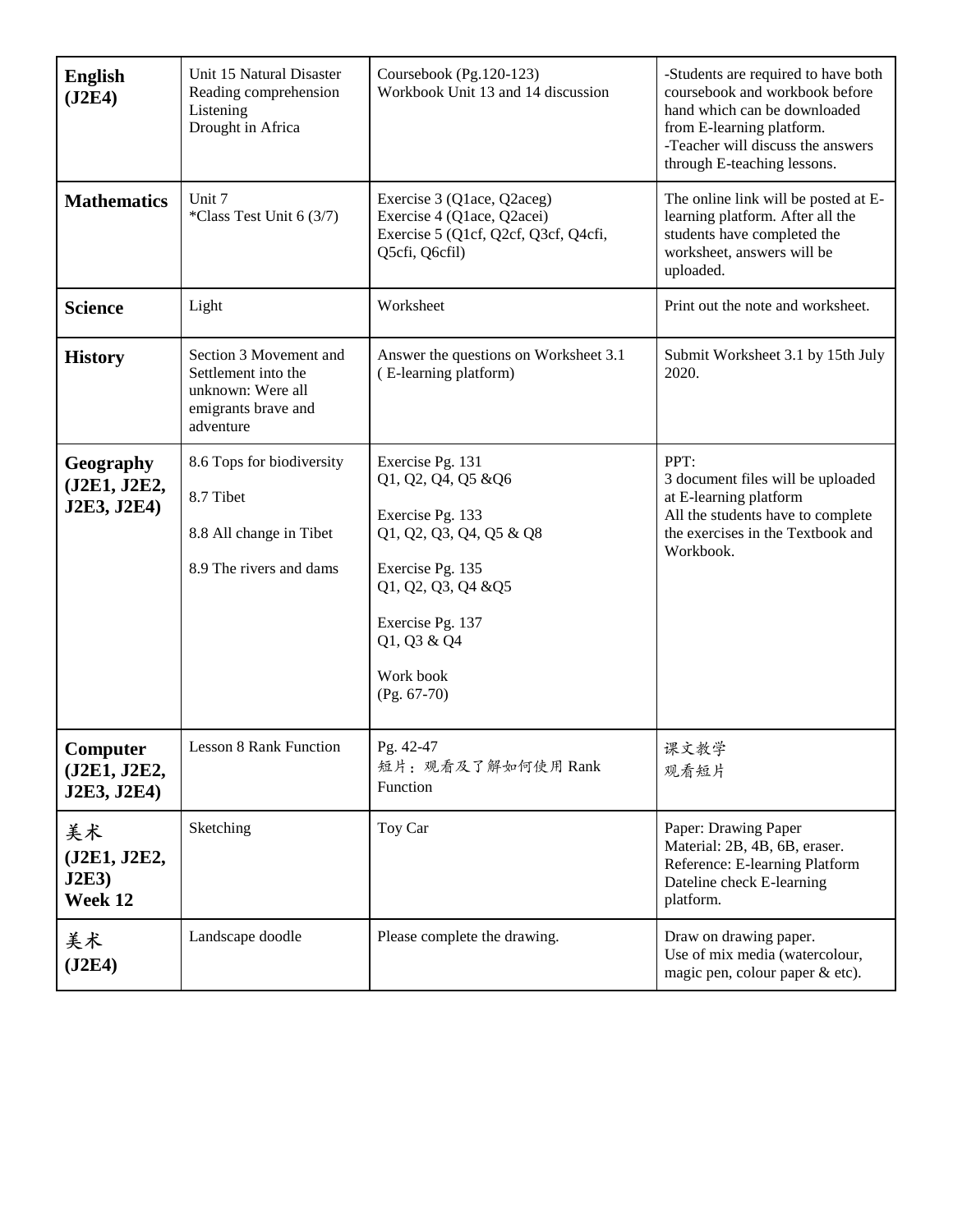| | | | |
|---|---|---|---|
| **English (J2E4)** | Unit 15 Natural Disaster<br>Reading comprehension<br>Listening<br>Drought in Africa | Coursebook (Pg.120-123)<br>Workbook Unit 13 and 14 discussion | -Students are required to have both coursebook and workbook before hand which can be downloaded from E-learning platform.<br>-Teacher will discuss the answers through E-teaching lessons. |
| **Mathematics** | Unit 7<br>*Class Test Unit 6 (3/7) | Exercise 3 (Q1ace, Q2aceg)<br>Exercise 4 (Q1ace, Q2acei)<br>Exercise 5 (Q1cf, Q2cf, Q3cf, Q4cfi, Q5cfi, Q6cfil) | The online link will be posted at E-learning platform. After all the students have completed the worksheet, answers will be uploaded. |
| **Science** | Light | Worksheet | Print out the note and worksheet. |
| **History** | Section 3 Movement and Settlement into the unknown: Were all emigrants brave and adventure | Answer the questions on Worksheet 3.1 ( E-learning platform) | Submit Worksheet 3.1 by 15th July 2020. |
| **Geography (J2E1, J2E2, J2E3, J2E4)** | 8.6 Tops for biodiversity<br>8.7 Tibet<br>8.8 All change in Tibet<br>8.9 The rivers and dams | Exercise Pg. 131<br>Q1, Q2, Q4, Q5 &Q6<br>Exercise Pg. 133<br>Q1, Q2, Q3, Q4, Q5 & Q8<br>Exercise Pg. 135<br>Q1, Q2, Q3, Q4 &Q5<br>Exercise Pg. 137<br>Q1, Q3 & Q4<br>Work book<br>(Pg. 67-70) | PPT:<br>3 document files will be uploaded at E-learning platform<br>All the students have to complete the exercises in the Textbook and Workbook. |
| **Computer (J2E1, J2E2, J2E3, J2E4)** | Lesson 8 Rank Function | Pg. 42-47<br>短片：观看及了解如何使用 Rank Function | 课文教学<br>观看短片 |
| **美术 (J2E1, J2E2, J2E3) Week 12** | Sketching | Toy Car | Paper: Drawing Paper<br>Material: 2B, 4B, 6B, eraser.<br>Reference: E-learning Platform<br>Dateline check E-learning platform. |
| **美术 (J2E4)** | Landscape doodle | Please complete the drawing. | Draw on drawing paper.<br>Use of mix media (watercolour, magic pen, colour paper & etc). |